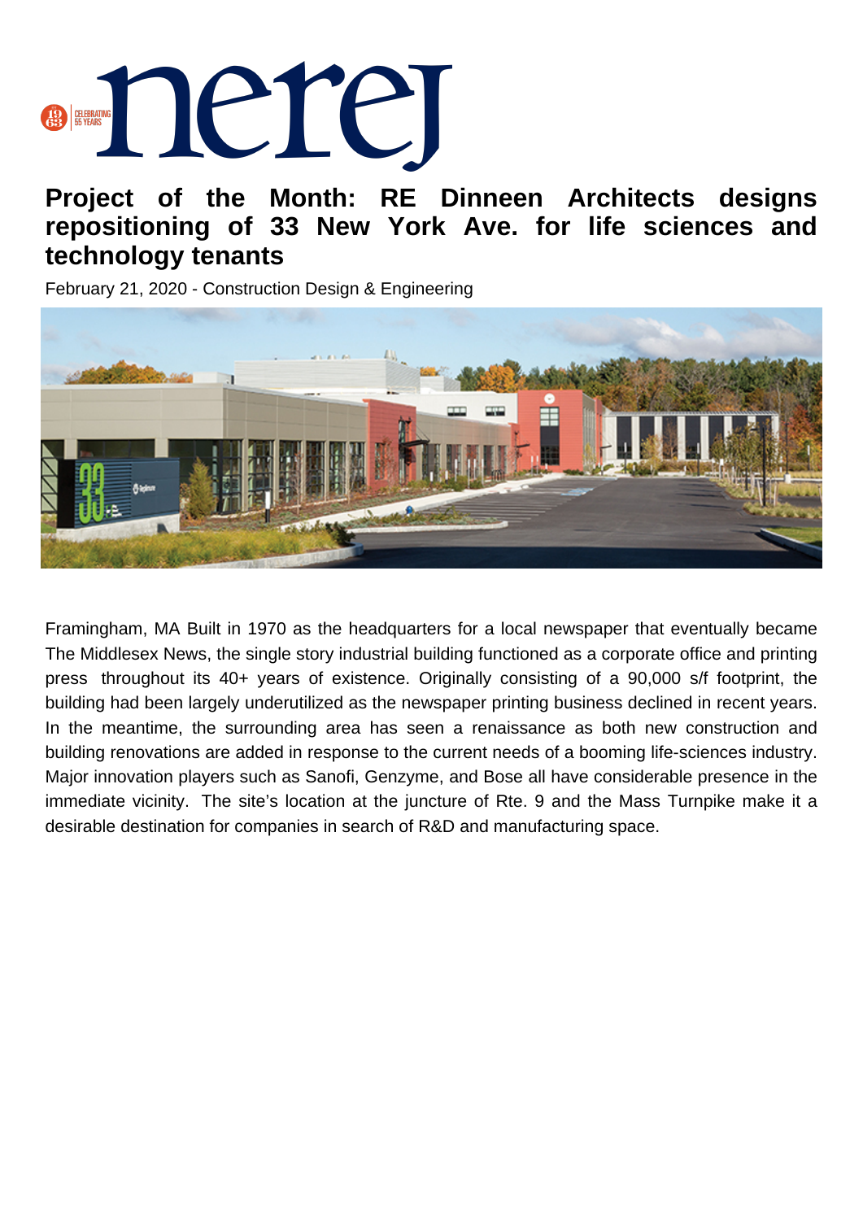# Project of the Month: RE Dinneen Architects designs repositioning of 33 New York Ave. for life sciences and technology tenants

February 21, 2020 - Construction Design & Engineering

Framingham, MA Built in 1970 as the headquarters for a local newspaper that eventually became The Middlesex News, the single story industrial building functioned as a corporate office and printing press throughout its 40+ years of existence. Originally consisting of a 90,000 s/f footprint, the building had been largely underutilized as the newspaper printing business declined in recent years. In the meantime, the surrounding area has seen a renaissance as both new construction and building renovations are added in response to the current needs of a booming life-sciences industry. Major innovation players such as Sanofi, Genzyme, and Bose all have considerable presence in the immediate vicinity. The site's location at the juncture of Rte. 9 and the Mass Turnpike make it a desirable destination for companies in search of R&D and manufacturing space.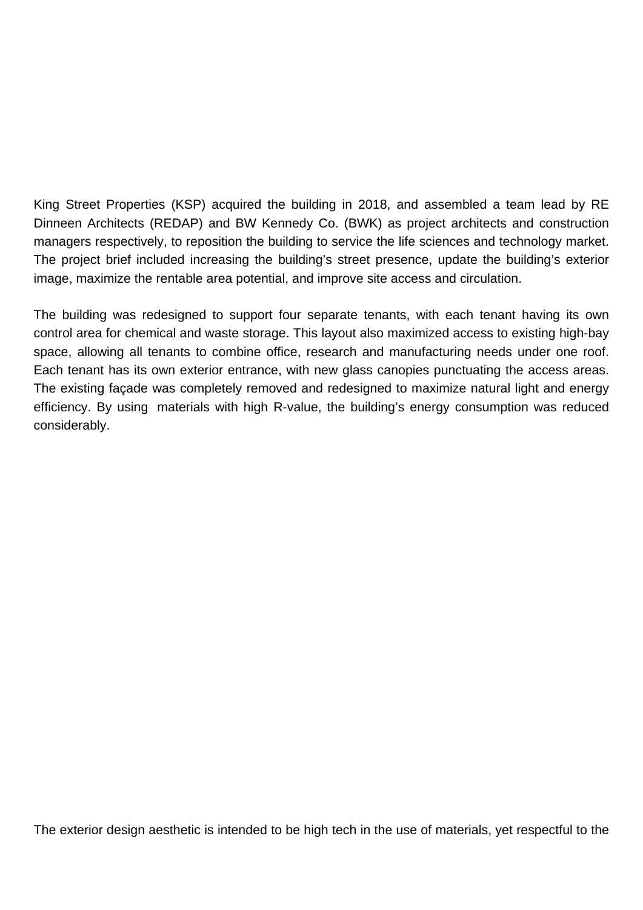King Street Properties (KSP) acquired the building in 2018, and assembled a team lead by RE Dinneen Architects (REDAP) and BW Kennedy Co. (BWK) as project architects and construction managers respectively, to reposition the building to service the life sciences and technology market. The project brief included increasing the building's street presence, update the building's exterior image, maximize the rentable area potential, and improve site access and circulation.

The building was redesigned to support four separate tenants, with each tenant having its own control area for chemical and waste storage. This layout also maximized access to existing high-bay space, allowing all tenants to combine office, research and manufacturing needs under one roof. Each tenant has its own exterior entrance, with new glass canopies punctuating the access areas. The existing façade was completely removed and redesigned to maximize natural light and energy efficiency. By using materials with high R-value, the building's energy consumption was reduced considerably.

The exterior design aesthetic is intended to be high tech in the use of materials, yet respectful to the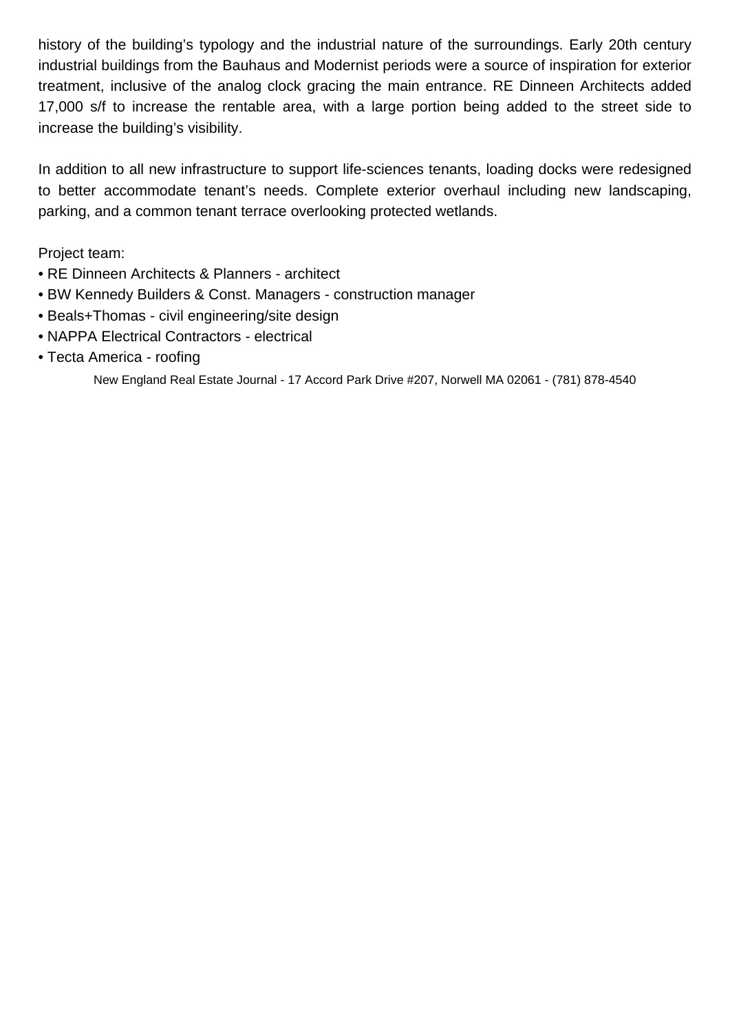history of the building's typology and the industrial nature of the surroundings. Early 20th century industrial buildings from the Bauhaus and Modernist periods were a source of inspiration for exterior treatment, inclusive of the analog clock gracing the main entrance. RE Dinneen Architects added 17,000 s/f to increase the rentable area, with a large portion being added to the street side to increase the building's visibility.

In addition to all new infrastructure to support life-sciences tenants, loading docks were redesigned to better accommodate tenant's needs. Complete exterior overhaul including new landscaping, parking, and a common tenant terrace overlooking protected wetlands.

Project team:

- RE Dinneen Architects & Planners - architect
- BW Kennedy Builders & Const. Managers - construction manager
- Beals+Thomas - civil engineering/site design
- NAPPA Electrical Contractors - electrical
- Tecta America - roofing